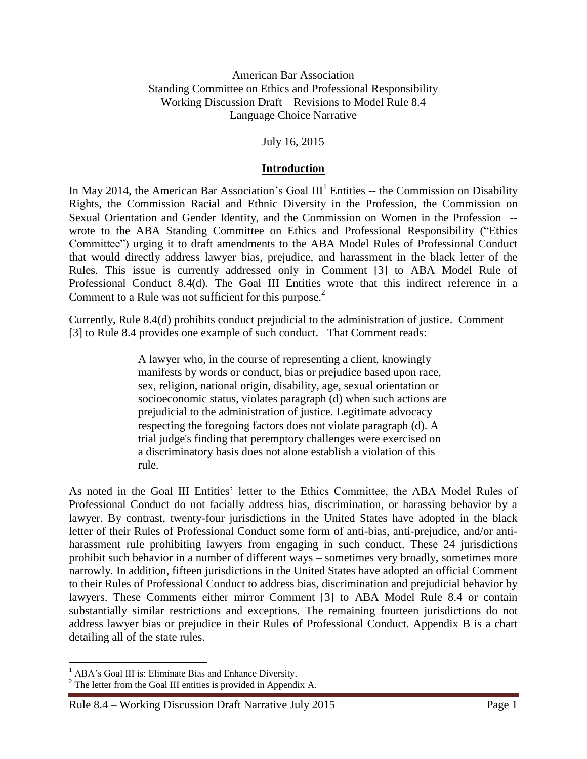American Bar Association
Standing Committee on Ethics and Professional Responsibility
Working Discussion Draft – Revisions to Model Rule 8.4
Language Choice Narrative

July 16, 2015

## Introduction

In May 2014, the American Bar Association's Goal III[1] Entities -- the Commission on Disability Rights, the Commission Racial and Ethnic Diversity in the Profession, the Commission on Sexual Orientation and Gender Identity, and the Commission on Women in the Profession -- wrote to the ABA Standing Committee on Ethics and Professional Responsibility ("Ethics Committee") urging it to draft amendments to the ABA Model Rules of Professional Conduct that would directly address lawyer bias, prejudice, and harassment in the black letter of the Rules. This issue is currently addressed only in Comment [3] to ABA Model Rule of Professional Conduct 8.4(d). The Goal III Entities wrote that this indirect reference in a Comment to a Rule was not sufficient for this purpose.[2]

Currently, Rule 8.4(d) prohibits conduct prejudicial to the administration of justice. Comment [3] to Rule 8.4 provides one example of such conduct. That Comment reads:

> A lawyer who, in the course of representing a client, knowingly manifests by words or conduct, bias or prejudice based upon race, sex, religion, national origin, disability, age, sexual orientation or socioeconomic status, violates paragraph (d) when such actions are prejudicial to the administration of justice. Legitimate advocacy respecting the foregoing factors does not violate paragraph (d). A trial judge's finding that peremptory challenges were exercised on a discriminatory basis does not alone establish a violation of this rule.

As noted in the Goal III Entities' letter to the Ethics Committee, the ABA Model Rules of Professional Conduct do not facially address bias, discrimination, or harassing behavior by a lawyer. By contrast, twenty-four jurisdictions in the United States have adopted in the black letter of their Rules of Professional Conduct some form of anti-bias, anti-prejudice, and/or anti-harassment rule prohibiting lawyers from engaging in such conduct. These 24 jurisdictions prohibit such behavior in a number of different ways – sometimes very broadly, sometimes more narrowly. In addition, fifteen jurisdictions in the United States have adopted an official Comment to their Rules of Professional Conduct to address bias, discrimination and prejudicial behavior by lawyers. These Comments either mirror Comment [3] to ABA Model Rule 8.4 or contain substantially similar restrictions and exceptions. The remaining fourteen jurisdictions do not address lawyer bias or prejudice in their Rules of Professional Conduct. Appendix B is a chart detailing all of the state rules.

---

[1] ABA's Goal III is: Eliminate Bias and Enhance Diversity.

[2] The letter from the Goal III entities is provided in Appendix A.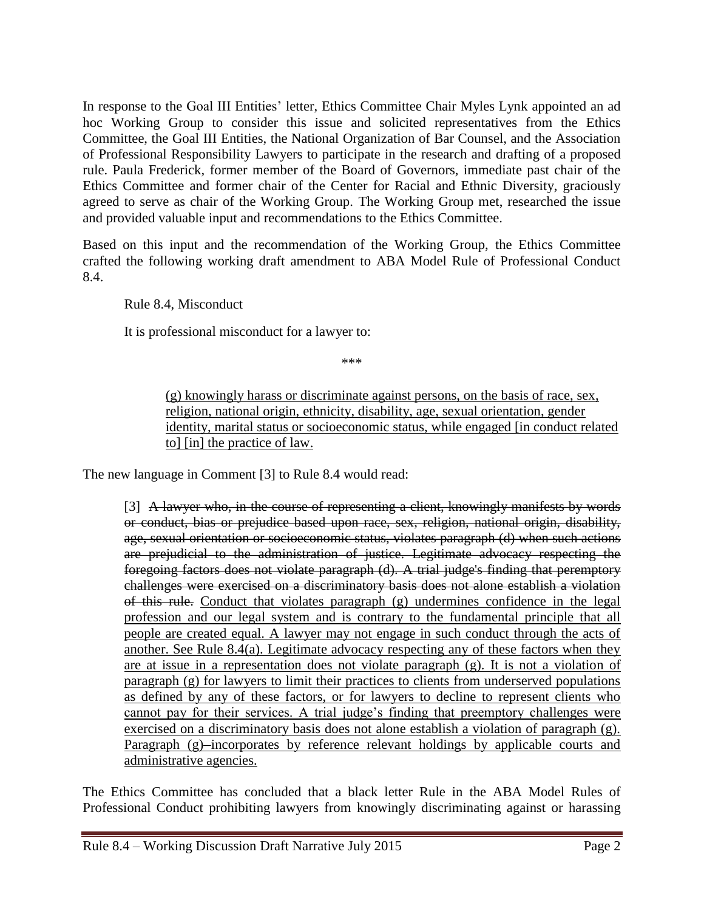In response to the Goal III Entities' letter, Ethics Committee Chair Myles Lynk appointed an ad hoc Working Group to consider this issue and solicited representatives from the Ethics Committee, the Goal III Entities, the National Organization of Bar Counsel, and the Association of Professional Responsibility Lawyers to participate in the research and drafting of a proposed rule. Paula Frederick, former member of the Board of Governors, immediate past chair of the Ethics Committee and former chair of the Center for Racial and Ethnic Diversity, graciously agreed to serve as chair of the Working Group. The Working Group met, researched the issue and provided valuable input and recommendations to the Ethics Committee.

Based on this input and the recommendation of the Working Group, the Ethics Committee crafted the following working draft amendment to ABA Model Rule of Professional Conduct 8.4.

> Rule 8.4, Misconduct
>
> It is professional misconduct for a lawyer to:
>
> \*\*\*
>
> <u>(g) knowingly harass or discriminate against persons, on the basis of race, sex, religion, national origin, ethnicity, disability, age, sexual orientation, gender identity, marital status or socioeconomic status, while engaged [in conduct related to] [in] the practice of law.</u>

The new language in Comment [3] to Rule 8.4 would read:

> [3] ~~A lawyer who, in the course of representing a client, knowingly manifests by words or conduct, bias or prejudice based upon race, sex, religion, national origin, disability, age, sexual orientation or socioeconomic status, violates paragraph (d) when such actions are prejudicial to the administration of justice. Legitimate advocacy respecting the foregoing factors does not violate paragraph (d). A trial judge's finding that peremptory challenges were exercised on a discriminatory basis does not alone establish a violation of this rule.~~ <u>Conduct that violates paragraph (g) undermines confidence in the legal profession and our legal system and is contrary to the fundamental principle that all people are created equal. A lawyer may not engage in such conduct through the acts of another. See Rule 8.4(a). Legitimate advocacy respecting any of these factors when they are at issue in a representation does not violate paragraph (g). It is not a violation of paragraph (g) for lawyers to limit their practices to clients from underserved populations as defined by any of these factors, or for lawyers to decline to represent clients who cannot pay for their services. A trial judge's finding that preemptory challenges were exercised on a discriminatory basis does not alone establish a violation of paragraph (g). Paragraph (g)–incorporates by reference relevant holdings by applicable courts and administrative agencies.</u>

The Ethics Committee has concluded that a black letter Rule in the ABA Model Rules of Professional Conduct prohibiting lawyers from knowingly discriminating against or harassing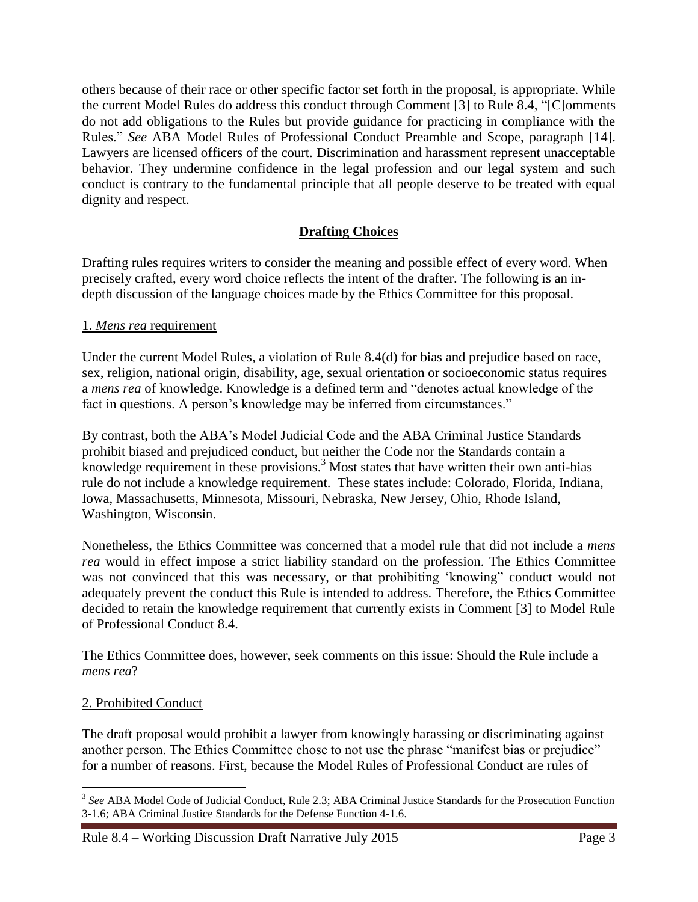others because of their race or other specific factor set forth in the proposal, is appropriate. While the current Model Rules do address this conduct through Comment [3] to Rule 8.4, "[C]omments do not add obligations to the Rules but provide guidance for practicing in compliance with the Rules." *See* ABA Model Rules of Professional Conduct Preamble and Scope, paragraph [14]. Lawyers are licensed officers of the court. Discrimination and harassment represent unacceptable behavior. They undermine confidence in the legal profession and our legal system and such conduct is contrary to the fundamental principle that all people deserve to be treated with equal dignity and respect.

## Drafting Choices

Drafting rules requires writers to consider the meaning and possible effect of every word. When precisely crafted, every word choice reflects the intent of the drafter. The following is an in-depth discussion of the language choices made by the Ethics Committee for this proposal.

### 1. *Mens rea* requirement

Under the current Model Rules, a violation of Rule 8.4(d) for bias and prejudice based on race, sex, religion, national origin, disability, age, sexual orientation or socioeconomic status requires a *mens rea* of knowledge. Knowledge is a defined term and "denotes actual knowledge of the fact in questions. A person's knowledge may be inferred from circumstances."

By contrast, both the ABA's Model Judicial Code and the ABA Criminal Justice Standards prohibit biased and prejudiced conduct, but neither the Code nor the Standards contain a knowledge requirement in these provisions.[3] Most states that have written their own anti-bias rule do not include a knowledge requirement. These states include: Colorado, Florida, Indiana, Iowa, Massachusetts, Minnesota, Missouri, Nebraska, New Jersey, Ohio, Rhode Island, Washington, Wisconsin.

Nonetheless, the Ethics Committee was concerned that a model rule that did not include a *mens rea* would in effect impose a strict liability standard on the profession. The Ethics Committee was not convinced that this was necessary, or that prohibiting 'knowing" conduct would not adequately prevent the conduct this Rule is intended to address. Therefore, the Ethics Committee decided to retain the knowledge requirement that currently exists in Comment [3] to Model Rule of Professional Conduct 8.4.

The Ethics Committee does, however, seek comments on this issue: Should the Rule include a *mens rea*?

### 2. Prohibited Conduct

The draft proposal would prohibit a lawyer from knowingly harassing or discriminating against another person. The Ethics Committee chose to not use the phrase "manifest bias or prejudice" for a number of reasons. First, because the Model Rules of Professional Conduct are rules of

---

[3] *See* ABA Model Code of Judicial Conduct, Rule 2.3; ABA Criminal Justice Standards for the Prosecution Function 3-1.6; ABA Criminal Justice Standards for the Defense Function 4-1.6.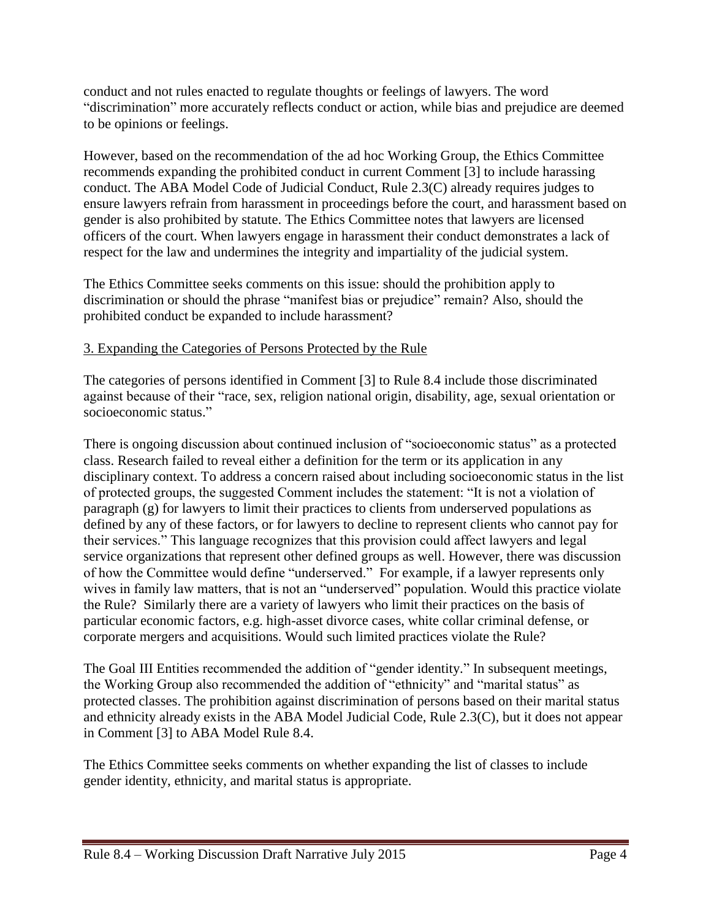conduct and not rules enacted to regulate thoughts or feelings of lawyers. The word "discrimination" more accurately reflects conduct or action, while bias and prejudice are deemed to be opinions or feelings.

However, based on the recommendation of the ad hoc Working Group, the Ethics Committee recommends expanding the prohibited conduct in current Comment [3] to include harassing conduct. The ABA Model Code of Judicial Conduct, Rule 2.3(C) already requires judges to ensure lawyers refrain from harassment in proceedings before the court, and harassment based on gender is also prohibited by statute. The Ethics Committee notes that lawyers are licensed officers of the court. When lawyers engage in harassment their conduct demonstrates a lack of respect for the law and undermines the integrity and impartiality of the judicial system.

The Ethics Committee seeks comments on this issue: should the prohibition apply to discrimination or should the phrase "manifest bias or prejudice" remain? Also, should the prohibited conduct be expanded to include harassment?

### 3. Expanding the Categories of Persons Protected by the Rule

The categories of persons identified in Comment [3] to Rule 8.4 include those discriminated against because of their "race, sex, religion national origin, disability, age, sexual orientation or socioeconomic status."

There is ongoing discussion about continued inclusion of "socioeconomic status" as a protected class. Research failed to reveal either a definition for the term or its application in any disciplinary context. To address a concern raised about including socioeconomic status in the list of protected groups, the suggested Comment includes the statement: "It is not a violation of paragraph (g) for lawyers to limit their practices to clients from underserved populations as defined by any of these factors, or for lawyers to decline to represent clients who cannot pay for their services." This language recognizes that this provision could affect lawyers and legal service organizations that represent other defined groups as well. However, there was discussion of how the Committee would define "underserved." For example, if a lawyer represents only wives in family law matters, that is not an "underserved" population. Would this practice violate the Rule? Similarly there are a variety of lawyers who limit their practices on the basis of particular economic factors, e.g. high-asset divorce cases, white collar criminal defense, or corporate mergers and acquisitions. Would such limited practices violate the Rule?

The Goal III Entities recommended the addition of "gender identity." In subsequent meetings, the Working Group also recommended the addition of "ethnicity" and "marital status" as protected classes. The prohibition against discrimination of persons based on their marital status and ethnicity already exists in the ABA Model Judicial Code, Rule 2.3(C), but it does not appear in Comment [3] to ABA Model Rule 8.4.

The Ethics Committee seeks comments on whether expanding the list of classes to include gender identity, ethnicity, and marital status is appropriate.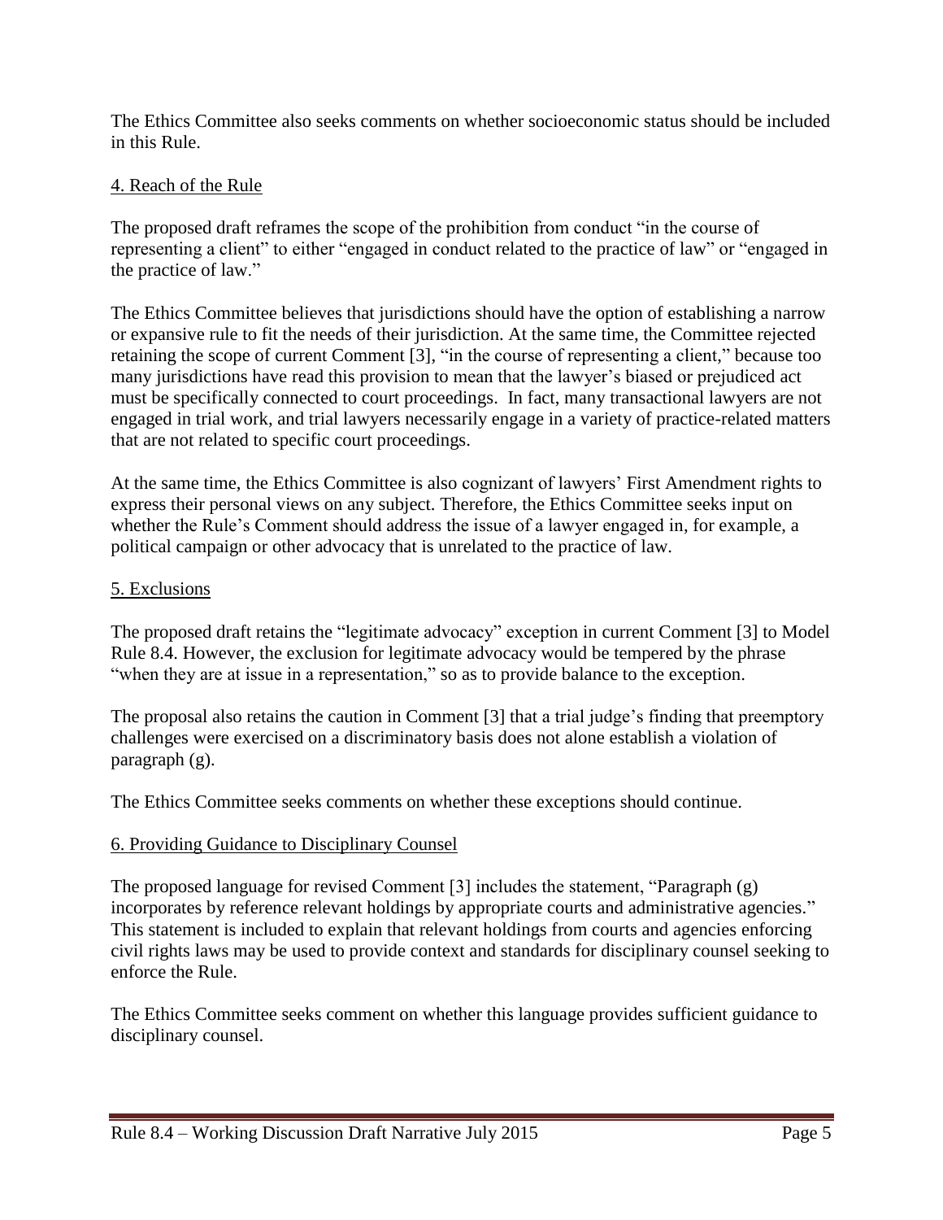The Ethics Committee also seeks comments on whether socioeconomic status should be included in this Rule.

## 4. Reach of the Rule

The proposed draft reframes the scope of the prohibition from conduct "in the course of representing a client" to either "engaged in conduct related to the practice of law" or "engaged in the practice of law."

The Ethics Committee believes that jurisdictions should have the option of establishing a narrow or expansive rule to fit the needs of their jurisdiction. At the same time, the Committee rejected retaining the scope of current Comment [3], "in the course of representing a client," because too many jurisdictions have read this provision to mean that the lawyer's biased or prejudiced act must be specifically connected to court proceedings. In fact, many transactional lawyers are not engaged in trial work, and trial lawyers necessarily engage in a variety of practice-related matters that are not related to specific court proceedings.

At the same time, the Ethics Committee is also cognizant of lawyers' First Amendment rights to express their personal views on any subject. Therefore, the Ethics Committee seeks input on whether the Rule's Comment should address the issue of a lawyer engaged in, for example, a political campaign or other advocacy that is unrelated to the practice of law.

## 5. Exclusions

The proposed draft retains the "legitimate advocacy" exception in current Comment [3] to Model Rule 8.4. However, the exclusion for legitimate advocacy would be tempered by the phrase "when they are at issue in a representation," so as to provide balance to the exception.

The proposal also retains the caution in Comment [3] that a trial judge's finding that preemptory challenges were exercised on a discriminatory basis does not alone establish a violation of paragraph (g).

The Ethics Committee seeks comments on whether these exceptions should continue.

## 6. Providing Guidance to Disciplinary Counsel

The proposed language for revised Comment [3] includes the statement, "Paragraph (g) incorporates by reference relevant holdings by appropriate courts and administrative agencies." This statement is included to explain that relevant holdings from courts and agencies enforcing civil rights laws may be used to provide context and standards for disciplinary counsel seeking to enforce the Rule.

The Ethics Committee seeks comment on whether this language provides sufficient guidance to disciplinary counsel.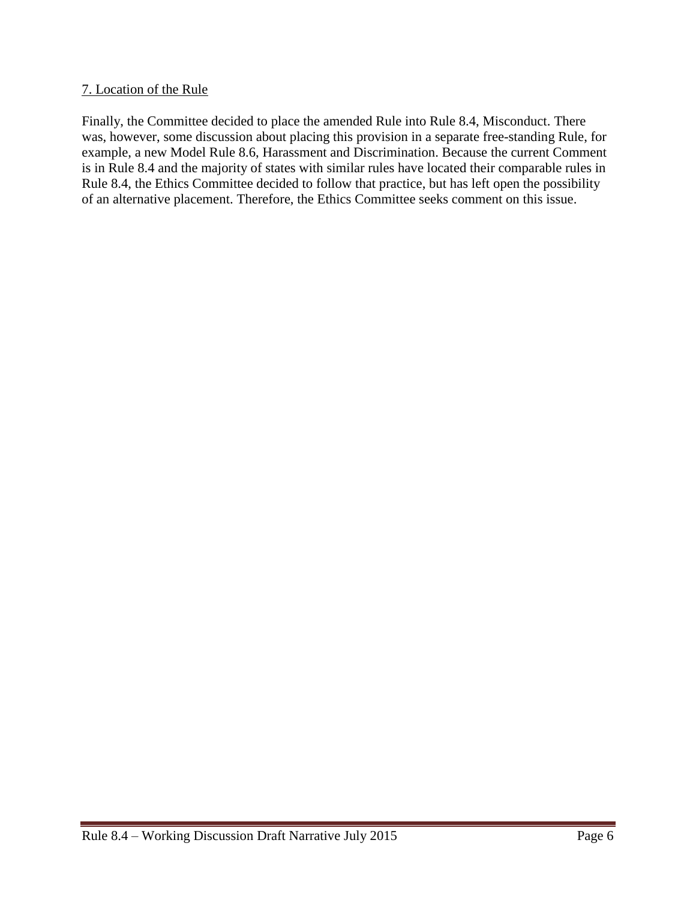7. Location of the Rule

Finally, the Committee decided to place the amended Rule into Rule 8.4, Misconduct. There was, however, some discussion about placing this provision in a separate free-standing Rule, for example, a new Model Rule 8.6, Harassment and Discrimination. Because the current Comment is in Rule 8.4 and the majority of states with similar rules have located their comparable rules in Rule 8.4, the Ethics Committee decided to follow that practice, but has left open the possibility of an alternative placement. Therefore, the Ethics Committee seeks comment on this issue.